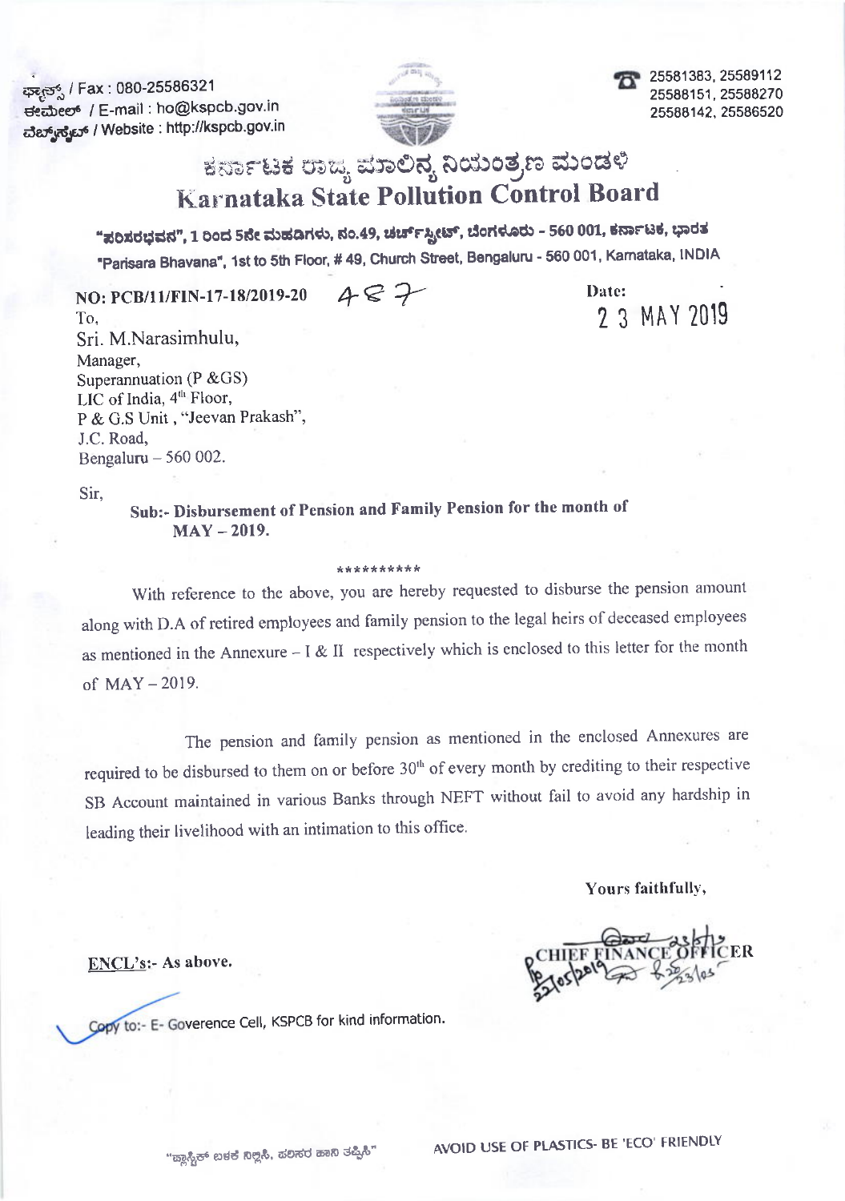ಫ್ಯಾಕ್ಸ್ / Fax : 080-25586321
ಈಮೇಲ್ / E-mail : ho@kspcb.gov.in
ವೆಬ್‌ಸೈಟ್ / Website : http://kspcb.gov.in

☎ 25581383, 25589112
25588151, 25588270
25588142, 25586520

# ಕರ್ನಾಟಕ ರಾಜ್ಯ ಮಾಲಿನ್ಯ ನಿಯಂತ್ರಣ ಮಂಡಳಿ
# Karnataka State Pollution Control Board

"ಪರಿಸರಭವನ", 1 ರಿಂದ 5ನೇ ಮಹಡಿಗಳು, ನಂ.49, ಚರ್ಚ್‌ಸ್ಟ್ರೀಟ್, ಬೆಂಗಳೂರು - 560 001, ಕರ್ನಾಟಕ, ಭಾರತ
"Parisara Bhavana", 1st to 5th Floor, # 49, Church Street, Bengaluru - 560 001, Karnataka, INDIA

**NO: PCB/11/FIN-17-18/2019-20** 487

**Date:** 23 MAY 2019

To,
Sri. M.Narasimhulu,
Manager,
Superannuation (P &GS)
LIC of India, 4th Floor,
P & G.S Unit , "Jeevan Prakash",
J.C. Road,
Bengaluru – 560 002.

Sir,

**Sub:- Disbursement of Pension and Family Pension for the month of MAY – 2019.**

**********

With reference to the above, you are hereby requested to disburse the pension amount along with D.A of retired employees and family pension to the legal heirs of deceased employees as mentioned in the Annexure – I & II respectively which is enclosed to this letter for the month of MAY – 2019.

The pension and family pension as mentioned in the enclosed Annexures are required to be disbursed to them on or before 30th of every month by crediting to their respective SB Account maintained in various Banks through NEFT without fail to avoid any hardship in leading their livelihood with an intimation to this office.

**Yours faithfully,**

CHIEF FINANCE OFFICER

**ENCL's:- As above.**

Copy to:- E- Goverence Cell, KSPCB for kind information.

"ಪ್ಲಾಸ್ಟಿಕ್ ಬಳಕೆ ನಿಲ್ಲಿಸಿ, ಪರಿಸರ ಹಾನಿ ತಪ್ಪಿಸಿ" AVOID USE OF PLASTICS- BE 'ECO' FRIENDLY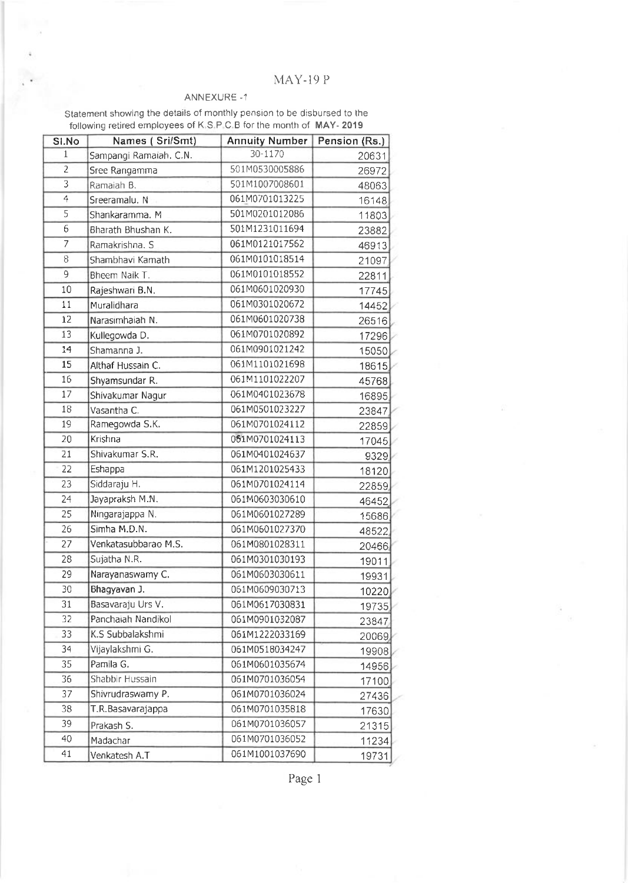MAY-19 P

ANNEXURE -1

Statement showing the details of monthly pension to be disbursed to the following retired employees of K.S.P.C.B for the month of **MAY- 2019**

| Sl.No | Names ( Sri/Smt) | Annuity Number | Pension (Rs.) |
|---|---|---|---|
| 1 | Sampangi Ramaiah, C.N. | 30-1170 | 20631 |
| 2 | Sree Rangamma | 501M0530005886 | 26972 |
| 3 | Ramaiah B. | 501M1007008601 | 48063 |
| 4 | Sreeramalu. N | 061M0701013225 | 16148 |
| 5 | Shankaramma. M | 501M0201012086 | 11803 |
| 6 | Bharath Bhushan K. | 501M1231011694 | 23882 |
| 7 | Ramakrishna. S | 061M0121017562 | 46913 |
| 8 | Shambhavi Kamath | 061M0101018514 | 21097 |
| 9 | Bheem Naik T. | 061M0101018552 | 22811 |
| 10 | Rajeshwari B.N. | 061M0601020930 | 17745 |
| 11 | Muralidhara | 061M0301020672 | 14452 |
| 12 | Narasimhaiah N. | 061M0601020738 | 26516 |
| 13 | Kullegowda D. | 061M0701020892 | 17296 |
| 14 | Shamanna J. | 061M0901021242 | 15050 |
| 15 | Althaf Hussain C. | 061M1101021698 | 18615 |
| 16 | Shyamsundar R. | 061M1101022207 | 45768 |
| 17 | Shivakumar Nagur | 061M0401023678 | 16895 |
| 18 | Vasantha C. | 061M0501023227 | 23847 |
| 19 | Ramegowda S.K. | 061M0701024112 | 22859 |
| 20 | Krishna | 061M0701024113 | 17045 |
| 21 | Shivakumar S.R. | 061M0401024637 | 9329 |
| 22 | Eshappa | 061M1201025433 | 18120 |
| 23 | Siddaraju H. | 061M0701024114 | 22859 |
| 24 | Jayapraksh M.N. | 061M0603030610 | 46452 |
| 25 | Ningarajappa N. | 061M0601027289 | 15686 |
| 26 | Simha M.D.N. | 061M0601027370 | 48522 |
| 27 | Venkatasubbarao M.S. | 061M0801028311 | 20466 |
| 28 | Sujatha N.R. | 061M0301030193 | 19011 |
| 29 | Narayanaswamy C. | 061M0603030611 | 19931 |
| 30 | Bhagyavan J. | 061M0609030713 | 10220 |
| 31 | Basavaraju Urs V. | 061M0617030831 | 19735 |
| 32 | Panchaiah Nandikol | 061M0901032087 | 23847 |
| 33 | K.S Subbalakshmi | 061M1222033169 | 20069 |
| 34 | Vijaylakshmi G. | 061M0518034247 | 19908 |
| 35 | Pamila G. | 061M0601035674 | 14956 |
| 36 | Shabbir Hussain | 061M0701036054 | 17100 |
| 37 | Shivrudraswamy P. | 061M0701036024 | 27436 |
| 38 | T.R.Basavarajappa | 061M0701035818 | 17630 |
| 39 | Prakash S. | 061M0701036057 | 21315 |
| 40 | Madachar | 061M0701036052 | 11234 |
| 41 | Venkatesh A.T | 061M1001037690 | 19731 |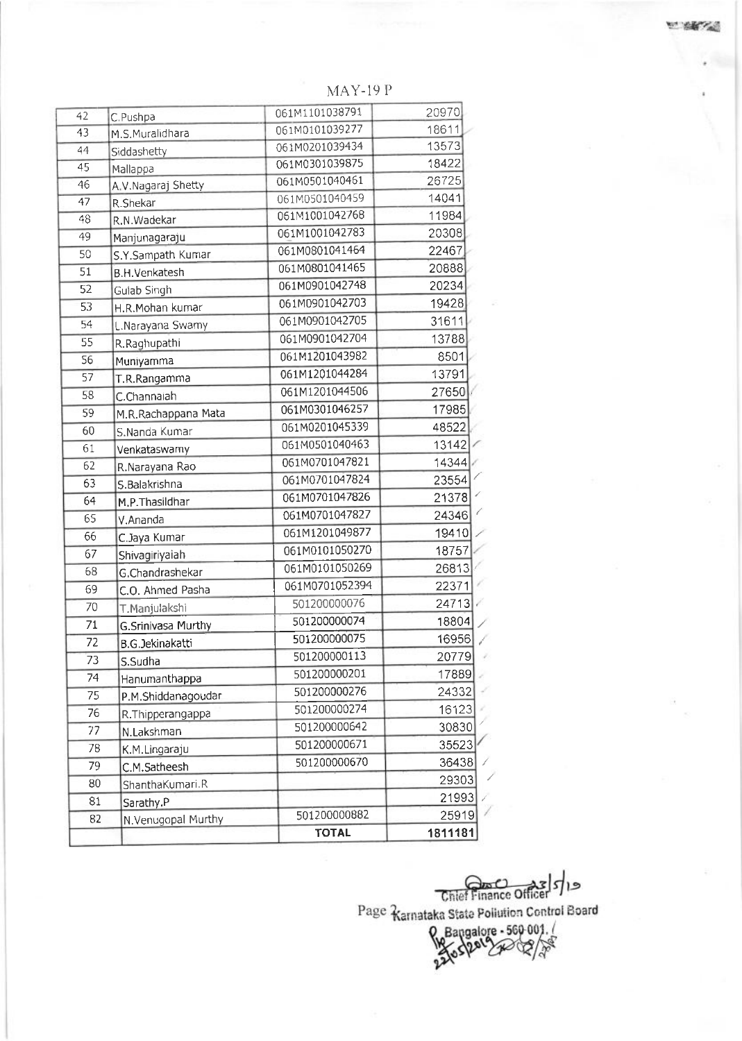MAY-19 P

| 42 | C.Pushpa | 061M1101038791 | 20970 |
|---|---|---|---|
| 43 | M.S.Muralidhara | 061M0101039277 | 18611 |
| 44 | Siddashetty | 061M0201039434 | 13573 |
| 45 | Mallappa | 061M0301039875 | 18422 |
| 46 | A.V.Nagaraj Shetty | 061M0501040461 | 26725 |
| 47 | R.Shekar | 061M0501040459 | 14041 |
| 48 | R.N.Wadekar | 061M1001042768 | 11984 |
| 49 | Manjunagaraju | 061M1001042783 | 20308 |
| 50 | S.Y.Sampath Kumar | 061M0801041464 | 22467 |
| 51 | B.H.Venkatesh | 061M0801041465 | 20888 |
| 52 | Gulab Singh | 061M0901042748 | 20234 |
| 53 | H.R.Mohan kumar | 061M0901042703 | 19428 |
| 54 | L.Narayana Swamy | 061M0901042705 | 31611 |
| 55 | R.Raghupathi | 061M0901042704 | 13788 |
| 56 | Muniyamma | 061M1201043982 | 8501 |
| 57 | T.R.Rangamma | 061M1201044284 | 13791 |
| 58 | C.Channaiah | 061M1201044506 | 27650 |
| 59 | M.R.Rachappana Mata | 061M0301046257 | 17985 |
| 60 | S.Nanda Kumar | 061M0201045339 | 48522 |
| 61 | Venkataswamy | 061M0501040463 | 13142 |
| 62 | R.Narayana Rao | 061M0701047821 | 14344 |
| 63 | S.Balakrishna | 061M0701047824 | 23554 |
| 64 | M.P.Thasildhar | 061M0701047826 | 21378 |
| 65 | V.Ananda | 061M0701047827 | 24346 |
| 66 | C.Jaya Kumar | 061M1201049877 | 19410 |
| 67 | Shivagiriyaiah | 061M0101050270 | 18757 |
| 68 | G.Chandrashekar | 061M0101050269 | 26813 |
| 69 | C.O. Ahmed Pasha | 061M0701052394 | 22371 |
| 70 | T.Manjulakshi | 501200000076 | 24713 |
| 71 | G.Srinivasa Murthy | 501200000074 | 18804 |
| 72 | B.G.Jekinakatti | 501200000075 | 16956 |
| 73 | S.Sudha | 501200000113 | 20779 |
| 74 | Hanumanthappa | 501200000201 | 17889 |
| 75 | P.M.Shiddanagoudar | 501200000276 | 24332 |
| 76 | R.Thipperangappa | 501200000274 | 16123 |
| 77 | N.Lakshman | 501200000642 | 30830 |
| 78 | K.M.Lingaraju | 501200000671 | 35523 |
| 79 | C.M.Satheesh | 501200000670 | 36438 |
| 80 | ShanthaKumari.R | | 29303 |
| 81 | Sarathy.P | | 21993 |
| 82 | N.Venugopal Murthy | 501200000882 | 25919 |
| | | **TOTAL** | **1811181** |

Chief Finance Officer 23/5/19
Karnataka State Pollution Control Board
Bangalore - 560 001.
22/05/2019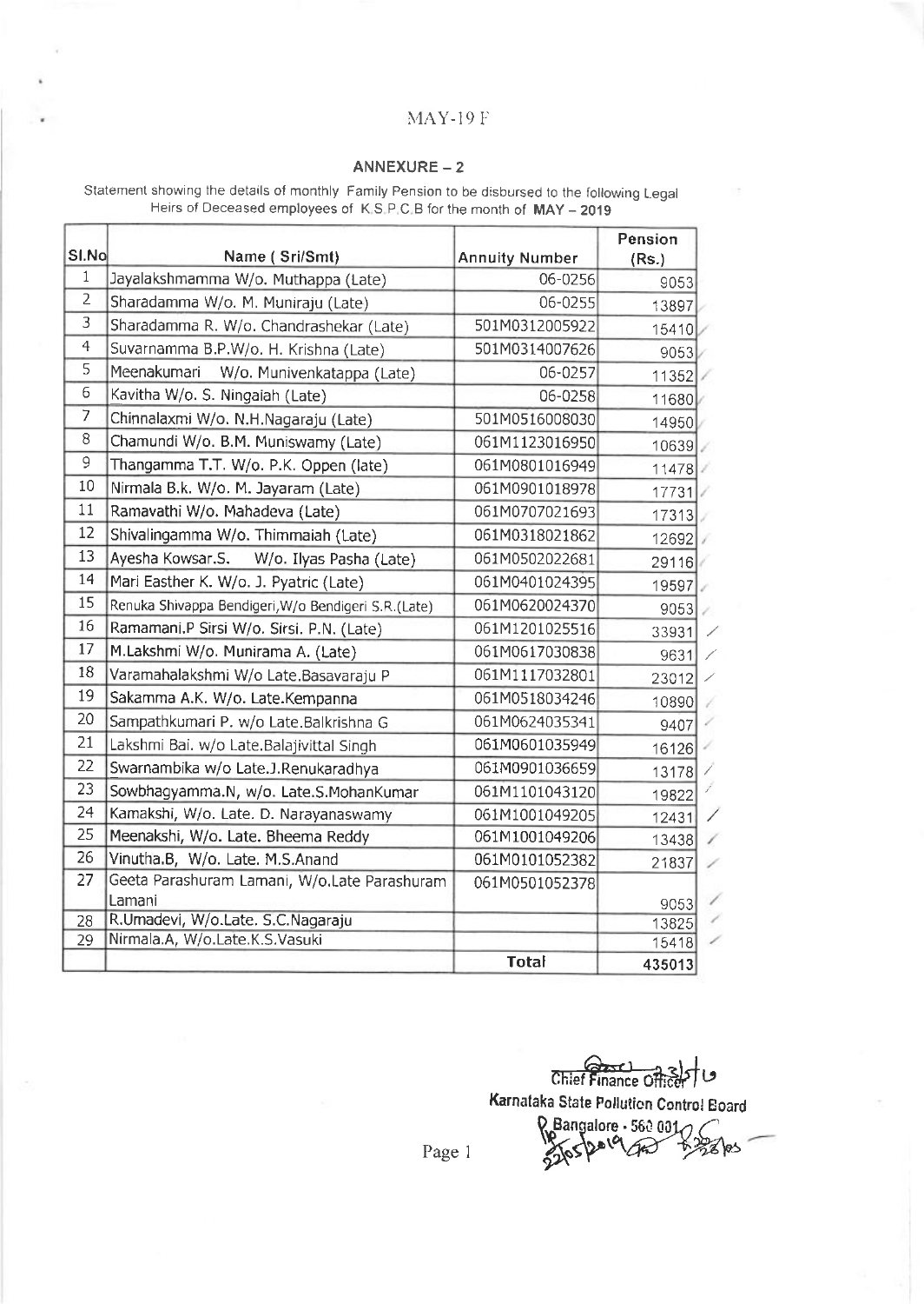MAY-19 F

## ANNEXURE – 2

Statement showing the details of monthly Family Pension to be disbursed to the following Legal Heirs of Deceased employees of K.S.P.C.B for the month of **MAY – 2019**

| Sl.No | Name ( Sri/Smt) | Annuity Number | Pension (Rs.) |
|---|---|---|---|
| 1 | Jayalakshmamma W/o. Muthappa (Late) | 06-0256 | 9053 |
| 2 | Sharadamma W/o. M. Muniraju (Late) | 06-0255 | 13897 |
| 3 | Sharadamma R. W/o. Chandrashekar (Late) | 501M0312005922 | 15410 |
| 4 | Suvarnamma B.P.W/o. H. Krishna (Late) | 501M0314007626 | 9053 |
| 5 | Meenakumari W/o. Munivenkatappa (Late) | 06-0257 | 11352 |
| 6 | Kavitha W/o. S. Ningaiah (Late) | 06-0258 | 11680 |
| 7 | Chinnalaxmi W/o. N.H.Nagaraju (Late) | 501M0516008030 | 14950 |
| 8 | Chamundi W/o. B.M. Muniswamy (Late) | 061M1123016950 | 10639 |
| 9 | Thangamma T.T. W/o. P.K. Oppen (late) | 061M0801016949 | 11478 |
| 10 | Nirmala B.k. W/o. M. Jayaram (Late) | 061M0901018978 | 17731 |
| 11 | Ramavathi W/o. Mahadeva (Late) | 061M0707021693 | 17313 |
| 12 | Shivalingamma W/o. Thimmaiah (Late) | 061M0318021862 | 12692 |
| 13 | Ayesha Kowsar.S. W/o. Ilyas Pasha (Late) | 061M0502022681 | 29116 |
| 14 | Mari Easther K. W/o. J. Pyatric (Late) | 061M0401024395 | 19597 |
| 15 | Renuka Shivappa Bendigeri,W/o Bendigeri S.R.(Late) | 061M0620024370 | 9053 |
| 16 | Ramamani.P Sirsi W/o. Sirsi. P.N. (Late) | 061M1201025516 | 33931 |
| 17 | M.Lakshmi W/o. Munirama A. (Late) | 061M0617030838 | 9631 |
| 18 | Varamahalakshmi W/o Late.Basavaraju P | 061M1117032801 | 23012 |
| 19 | Sakamma A.K. W/o. Late.Kempanna | 061M0518034246 | 10890 |
| 20 | Sampathkumari P. w/o Late.Balkrishna G | 061M0624035341 | 9407 |
| 21 | Lakshmi Bai. w/o Late.Balajivittal Singh | 061M0601035949 | 16126 |
| 22 | Swarnambika w/o Late.J.Renukaradhya | 061M0901036659 | 13178 |
| 23 | Sowbhagyamma.N, w/o. Late.S.MohanKumar | 061M1101043120 | 19822 |
| 24 | Kamakshi, W/o. Late. D. Narayanaswamy | 061M1001049205 | 12431 |
| 25 | Meenakshi, W/o. Late. Bheema Reddy | 061M1001049206 | 13438 |
| 26 | Vinutha.B, W/o. Late. M.S.Anand | 061M0101052382 | 21837 |
| 27 | Geeta Parashuram Lamani, W/o.Late Parashuram Lamani | 061M0501052378 | 9053 |
| 28 | R.Umadevi, W/o.Late. S.C.Nagaraju | | 13825 |
| 29 | Nirmala.A, W/o.Late.K.S.Vasuki | | 15418 |
| | | **Total** | 435013 |

Chief Finance Officer
Karnataka State Pollution Control Board
Bangalore - 560 001
22/05/2019